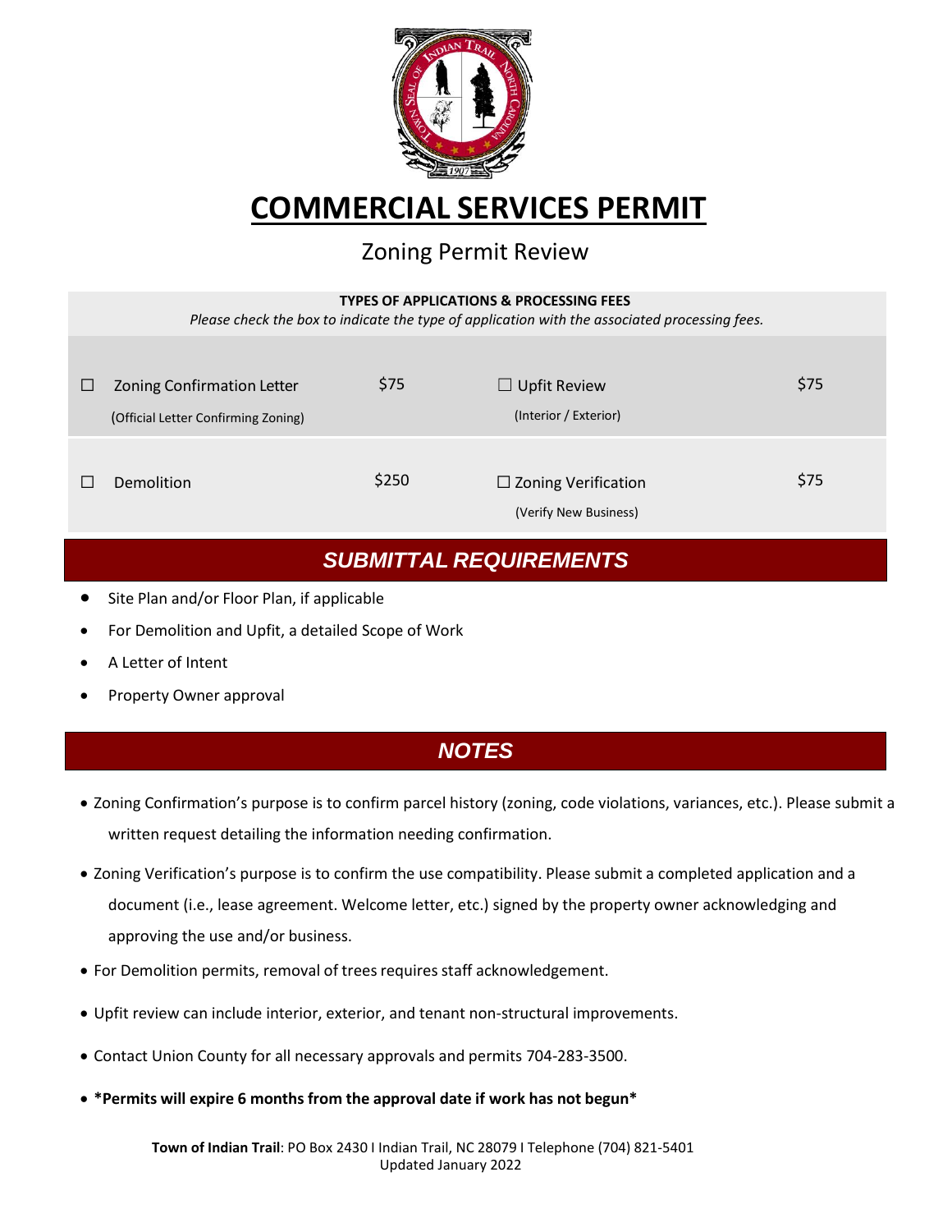# COMMERCIAL SERVICES PERMIT

## Zoning Permit Review

**TYPES OF APPLICATIONS & PROCESSING FEES**

*Please check the box to indicate the type of application with the associated processing fees.*

| | Application | Fee | Application | Fee |
|---|---|---|---|---|
| ☐ | Zoning Confirmation Letter (Official Letter Confirming Zoning) | $75 | ☐ Upfit Review (Interior / Exterior) | $75 |
| ☐ | Demolition | $250 | ☐ Zoning Verification (Verify New Business) | $75 |

## *SUBMITTAL REQUIREMENTS*

- Site Plan and/or Floor Plan, if applicable
- For Demolition and Upfit, a detailed Scope of Work
- A Letter of Intent
- Property Owner approval

## *NOTES*

- Zoning Confirmation's purpose is to confirm parcel history (zoning, code violations, variances, etc.). Please submit a written request detailing the information needing confirmation.
- Zoning Verification's purpose is to confirm the use compatibility. Please submit a completed application and a document (i.e., lease agreement. Welcome letter, etc.) signed by the property owner acknowledging and approving the use and/or business.
- For Demolition permits, removal of trees requires staff acknowledgement.
- Upfit review can include interior, exterior, and tenant non-structural improvements.
- Contact Union County for all necessary approvals and permits 704-283-3500.
- ***Permits will expire 6 months from the approval date if work has not begun***

**Town of Indian Trail**: PO Box 2430 I Indian Trail, NC 28079 I Telephone (704) 821-5401
Updated January 2022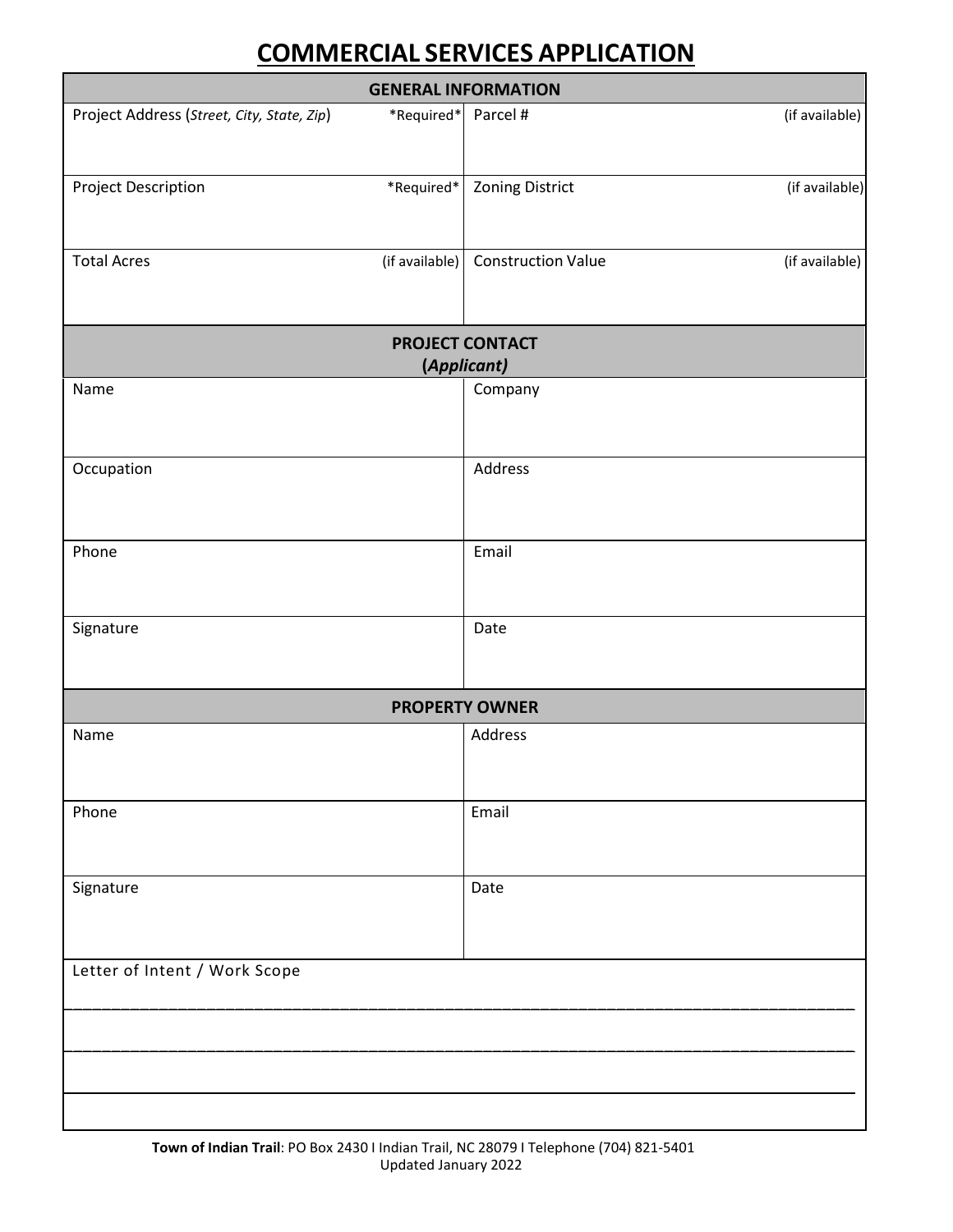# COMMERCIAL SERVICES APPLICATION

| GENERAL INFORMATION | |
|---|---|
| Project Address (*Street, City, State, Zip*) *Required* | Parcel # (if available) |
| Project Description *Required* | Zoning District (if available) |
| Total Acres (if available) | Construction Value (if available) |

| PROJECT CONTACT (*Applicant)* | |
|---|---|
| Name | Company |
| Occupation | Address |
| Phone | Email |
| Signature | Date |

| PROPERTY OWNER | |
|---|---|
| Name | Address |
| Phone | Email |
| Signature | Date |

Letter of Intent / Work Scope

______________________________________________________________________________________

______________________________________________________________________________________

______________________________________________________________________________________

**Town of Indian Trail**: PO Box 2430 I Indian Trail, NC 28079 I Telephone (704) 821-5401
Updated January 2022